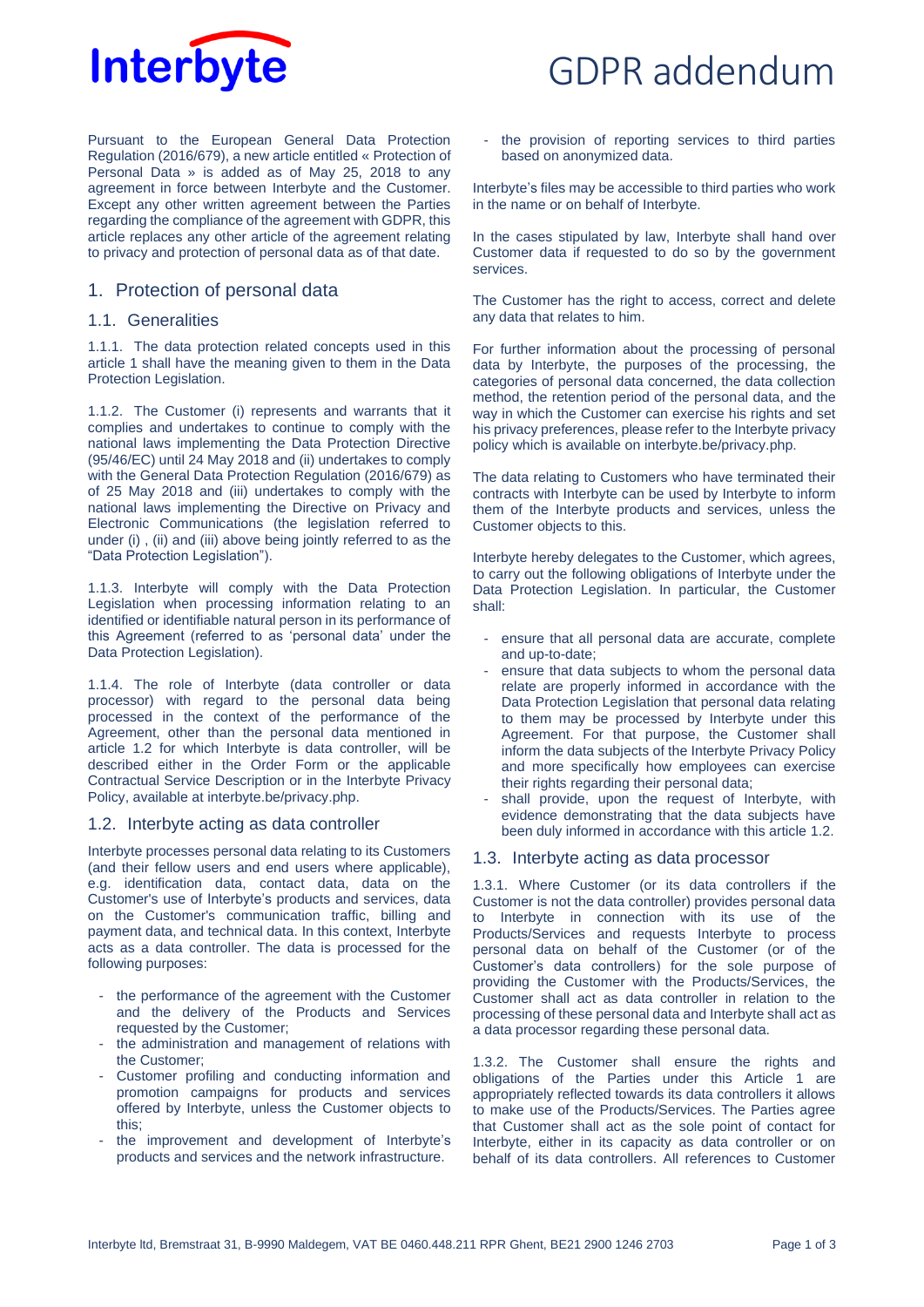# GDPR addendum

Pursuant to the European General Data Protection Regulation (2016/679), a new article entitled « Protection of Personal Data » is added as of May 25, 2018 to any agreement in force between Interbyte and the Customer. Except any other written agreement between the Parties regarding the compliance of the agreement with GDPR, this article replaces any other article of the agreement relating to privacy and protection of personal data as of that date.

## 1. Protection of personal data

### 1.1. Generalities

1.1.1. The data protection related concepts used in this article 1 shall have the meaning given to them in the Data Protection Legislation.

1.1.2. The Customer (i) represents and warrants that it complies and undertakes to continue to comply with the national laws implementing the Data Protection Directive (95/46/EC) until 24 May 2018 and (ii) undertakes to comply with the General Data Protection Regulation (2016/679) as of 25 May 2018 and (iii) undertakes to comply with the national laws implementing the Directive on Privacy and Electronic Communications (the legislation referred to under (i) , (ii) and (iii) above being jointly referred to as the "Data Protection Legislation").

1.1.3. Interbyte will comply with the Data Protection Legislation when processing information relating to an identified or identifiable natural person in its performance of this Agreement (referred to as 'personal data' under the Data Protection Legislation).

1.1.4. The role of Interbyte (data controller or data processor) with regard to the personal data being processed in the context of the performance of the Agreement, other than the personal data mentioned in article 1.2 for which Interbyte is data controller, will be described either in the Order Form or in the applicable Contractual Service Description or in the Interbyte Privacy Policy, available at interbyte.be/privacy.php.

### 1.2. Interbyte acting as data controller

Interbyte processes personal data relating to its Customers (and their fellow users and end users where applicable), e.g. identification data, contact data, data on the Customer's use of Interbyte's products and services, data on the Customer's communication traffic, billing and payment data, and technical data. In this context, Interbyte acts as a data controller. The data is processed for the following purposes:

- the performance of the agreement with the Customer and the delivery of the Products and Services requested by the Customer;
- the administration and management of relations with the Customer;
- Customer profiling and conducting information and promotion campaigns for products and services offered by Interbyte, unless the Customer objects to this;
- the improvement and development of Interbyte's products and services and the network infrastructure.
- the provision of reporting services to third parties based on anonymized data.

Interbyte's files may be accessible to third parties who work in the name or on behalf of Interbyte.

In the cases stipulated by law, Interbyte shall hand over Customer data if requested to do so by the government services.

The Customer has the right to access, correct and delete any data that relates to him.

For further information about the processing of personal data by Interbyte, the purposes of the processing, the categories of personal data concerned, the data collection method, the retention period of the personal data, and the way in which the Customer can exercise his rights and set his privacy preferences, please refer to the Interbyte privacy policy which is available on interbyte.be/privacy.php.

The data relating to Customers who have terminated their contracts with Interbyte can be used by Interbyte to inform them of the Interbyte products and services, unless the Customer objects to this.

Interbyte hereby delegates to the Customer, which agrees, to carry out the following obligations of Interbyte under the Data Protection Legislation. In particular, the Customer shall:

- ensure that all personal data are accurate, complete and up-to-date;
- ensure that data subjects to whom the personal data relate are properly informed in accordance with the Data Protection Legislation that personal data relating to them may be processed by Interbyte under this Agreement. For that purpose, the Customer shall inform the data subjects of the Interbyte Privacy Policy and more specifically how employees can exercise their rights regarding their personal data;
- shall provide, upon the request of Interbyte, with evidence demonstrating that the data subjects have been duly informed in accordance with this article 1.2.

### 1.3. Interbyte acting as data processor

1.3.1. Where Customer (or its data controllers if the Customer is not the data controller) provides personal data to Interbyte in connection with its use of the Products/Services and requests Interbyte to process personal data on behalf of the Customer (or of the Customer's data controllers) for the sole purpose of providing the Customer with the Products/Services, the Customer shall act as data controller in relation to the processing of these personal data and Interbyte shall act as a data processor regarding these personal data.

1.3.2. The Customer shall ensure the rights and obligations of the Parties under this Article 1 are appropriately reflected towards its data controllers it allows to make use of the Products/Services. The Parties agree that Customer shall act as the sole point of contact for Interbyte, either in its capacity as data controller or on behalf of its data controllers. All references to Customer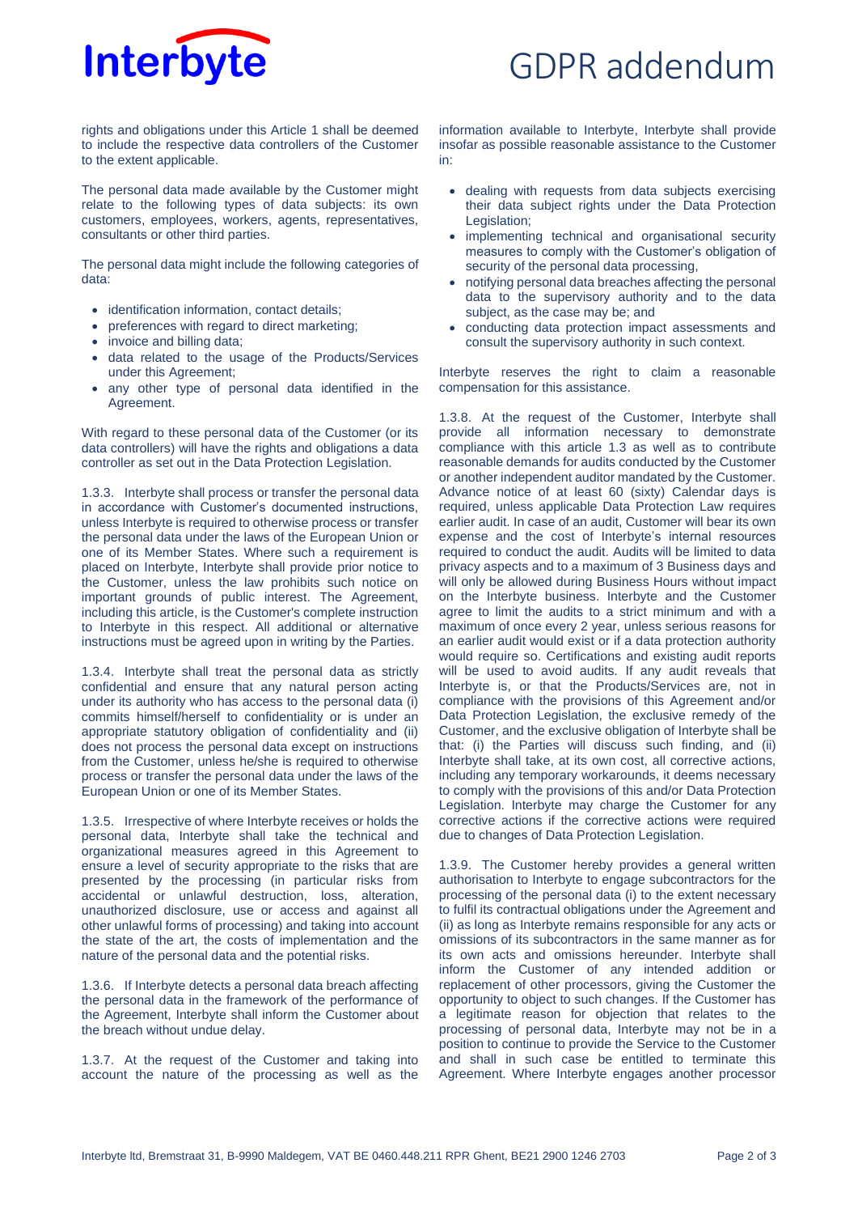rights and obligations under this Article 1 shall be deemed to include the respective data controllers of the Customer to the extent applicable.

The personal data made available by the Customer might relate to the following types of data subjects: its own customers, employees, workers, agents, representatives, consultants or other third parties.

The personal data might include the following categories of data:

- identification information, contact details;
- preferences with regard to direct marketing;
- invoice and billing data;
- data related to the usage of the Products/Services under this Agreement;
- any other type of personal data identified in the Agreement.

With regard to these personal data of the Customer (or its data controllers) will have the rights and obligations a data controller as set out in the Data Protection Legislation.

1.3.3. Interbyte shall process or transfer the personal data in accordance with Customer's documented instructions, unless Interbyte is required to otherwise process or transfer the personal data under the laws of the European Union or one of its Member States. Where such a requirement is placed on Interbyte, Interbyte shall provide prior notice to the Customer, unless the law prohibits such notice on important grounds of public interest. The Agreement, including this article, is the Customer's complete instruction to Interbyte in this respect. All additional or alternative instructions must be agreed upon in writing by the Parties.

1.3.4. Interbyte shall treat the personal data as strictly confidential and ensure that any natural person acting under its authority who has access to the personal data (i) commits himself/herself to confidentiality or is under an appropriate statutory obligation of confidentiality and (ii) does not process the personal data except on instructions from the Customer, unless he/she is required to otherwise process or transfer the personal data under the laws of the European Union or one of its Member States.

1.3.5. Irrespective of where Interbyte receives or holds the personal data, Interbyte shall take the technical and organizational measures agreed in this Agreement to ensure a level of security appropriate to the risks that are presented by the processing (in particular risks from accidental or unlawful destruction, loss, alteration, unauthorized disclosure, use or access and against all other unlawful forms of processing) and taking into account the state of the art, the costs of implementation and the nature of the personal data and the potential risks.

1.3.6. If Interbyte detects a personal data breach affecting the personal data in the framework of the performance of the Agreement, Interbyte shall inform the Customer about the breach without undue delay.

1.3.7. At the request of the Customer and taking into account the nature of the processing as well as the information available to Interbyte, Interbyte shall provide insofar as possible reasonable assistance to the Customer in:

- dealing with requests from data subjects exercising their data subject rights under the Data Protection Legislation;
- implementing technical and organisational security measures to comply with the Customer's obligation of security of the personal data processing,
- notifying personal data breaches affecting the personal data to the supervisory authority and to the data subject, as the case may be; and
- conducting data protection impact assessments and consult the supervisory authority in such context.

Interbyte reserves the right to claim a reasonable compensation for this assistance.

1.3.8. At the request of the Customer, Interbyte shall provide all information necessary to demonstrate compliance with this article 1.3 as well as to contribute reasonable demands for audits conducted by the Customer or another independent auditor mandated by the Customer. Advance notice of at least 60 (sixty) Calendar days is required, unless applicable Data Protection Law requires earlier audit. In case of an audit, Customer will bear its own expense and the cost of Interbyte's internal resources required to conduct the audit. Audits will be limited to data privacy aspects and to a maximum of 3 Business days and will only be allowed during Business Hours without impact on the Interbyte business. Interbyte and the Customer agree to limit the audits to a strict minimum and with a maximum of once every 2 year, unless serious reasons for an earlier audit would exist or if a data protection authority would require so. Certifications and existing audit reports will be used to avoid audits. If any audit reveals that Interbyte is, or that the Products/Services are, not in compliance with the provisions of this Agreement and/or Data Protection Legislation, the exclusive remedy of the Customer, and the exclusive obligation of Interbyte shall be that: (i) the Parties will discuss such finding, and (ii) Interbyte shall take, at its own cost, all corrective actions, including any temporary workarounds, it deems necessary to comply with the provisions of this and/or Data Protection Legislation. Interbyte may charge the Customer for any corrective actions if the corrective actions were required due to changes of Data Protection Legislation.

1.3.9. The Customer hereby provides a general written authorisation to Interbyte to engage subcontractors for the processing of the personal data (i) to the extent necessary to fulfil its contractual obligations under the Agreement and (ii) as long as Interbyte remains responsible for any acts or omissions of its subcontractors in the same manner as for its own acts and omissions hereunder. Interbyte shall inform the Customer of any intended addition or replacement of other processors, giving the Customer the opportunity to object to such changes. If the Customer has a legitimate reason for objection that relates to the processing of personal data, Interbyte may not be in a position to continue to provide the Service to the Customer and shall in such case be entitled to terminate this Agreement. Where Interbyte engages another processor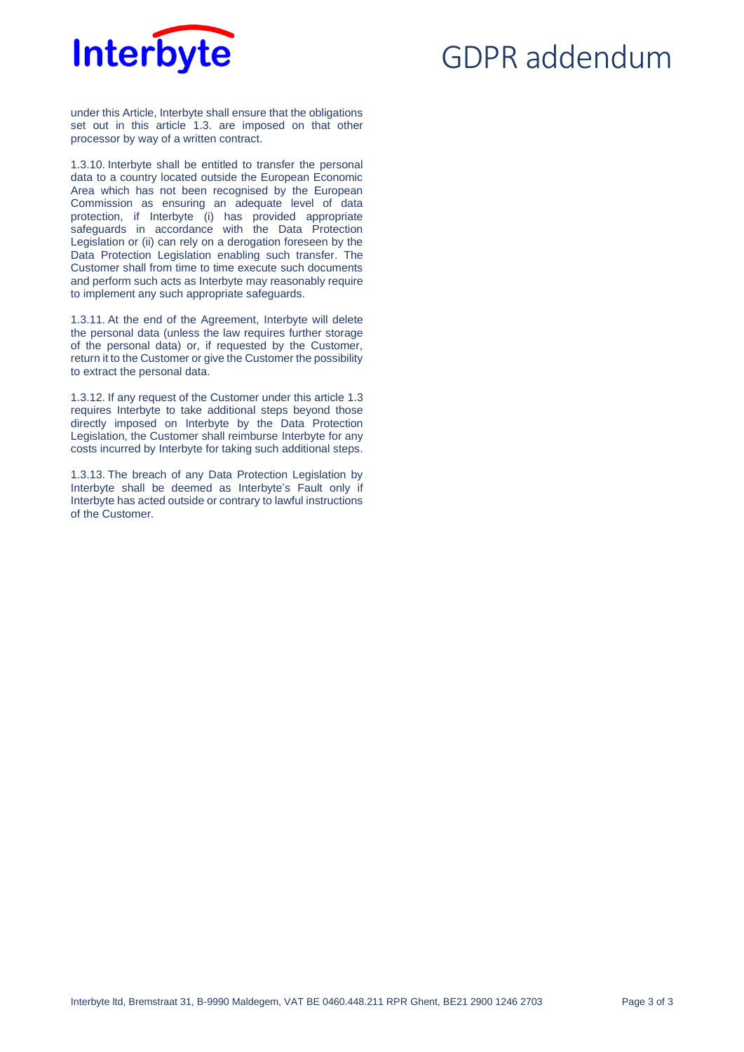under this Article, Interbyte shall ensure that the obligations set out in this article 1.3. are imposed on that other processor by way of a written contract.

1.3.10. Interbyte shall be entitled to transfer the personal data to a country located outside the European Economic Area which has not been recognised by the European Commission as ensuring an adequate level of data protection, if Interbyte (i) has provided appropriate safeguards in accordance with the Data Protection Legislation or (ii) can rely on a derogation foreseen by the Data Protection Legislation enabling such transfer. The Customer shall from time to time execute such documents and perform such acts as Interbyte may reasonably require to implement any such appropriate safeguards.

1.3.11. At the end of the Agreement, Interbyte will delete the personal data (unless the law requires further storage of the personal data) or, if requested by the Customer, return it to the Customer or give the Customer the possibility to extract the personal data.

1.3.12. If any request of the Customer under this article 1.3 requires Interbyte to take additional steps beyond those directly imposed on Interbyte by the Data Protection Legislation, the Customer shall reimburse Interbyte for any costs incurred by Interbyte for taking such additional steps.

1.3.13. The breach of any Data Protection Legislation by Interbyte shall be deemed as Interbyte's Fault only if Interbyte has acted outside or contrary to lawful instructions of the Customer.